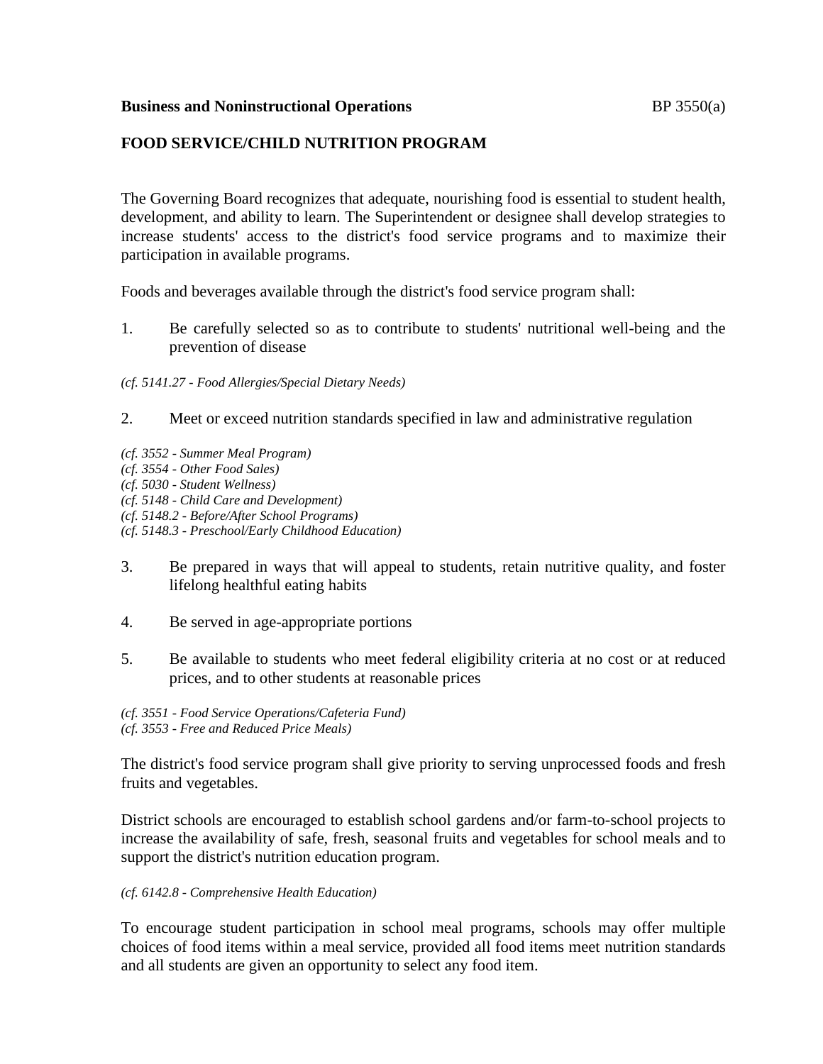**Business and Noninstructional Operations** BP 3550(a)

## FOOD SERVICE/CHILD NUTRITION PROGRAM

The Governing Board recognizes that adequate, nourishing food is essential to student health, development, and ability to learn. The Superintendent or designee shall develop strategies to increase students' access to the district's food service programs and to maximize their participation in available programs.

Foods and beverages available through the district's food service program shall:

1. Be carefully selected so as to contribute to students' nutritional well-being and the prevention of disease

*(cf. 5141.27 - Food Allergies/Special Dietary Needs)*

2. Meet or exceed nutrition standards specified in law and administrative regulation

*(cf. 3552 - Summer Meal Program)*
*(cf. 3554 - Other Food Sales)*
*(cf. 5030 - Student Wellness)*
*(cf. 5148 - Child Care and Development)*
*(cf. 5148.2 - Before/After School Programs)*
*(cf. 5148.3 - Preschool/Early Childhood Education)*

3. Be prepared in ways that will appeal to students, retain nutritive quality, and foster lifelong healthful eating habits

4. Be served in age-appropriate portions

5. Be available to students who meet federal eligibility criteria at no cost or at reduced prices, and to other students at reasonable prices

*(cf. 3551 - Food Service Operations/Cafeteria Fund)*
*(cf. 3553 - Free and Reduced Price Meals)*

The district's food service program shall give priority to serving unprocessed foods and fresh fruits and vegetables.

District schools are encouraged to establish school gardens and/or farm-to-school projects to increase the availability of safe, fresh, seasonal fruits and vegetables for school meals and to support the district's nutrition education program.

*(cf. 6142.8 - Comprehensive Health Education)*

To encourage student participation in school meal programs, schools may offer multiple choices of food items within a meal service, provided all food items meet nutrition standards and all students are given an opportunity to select any food item.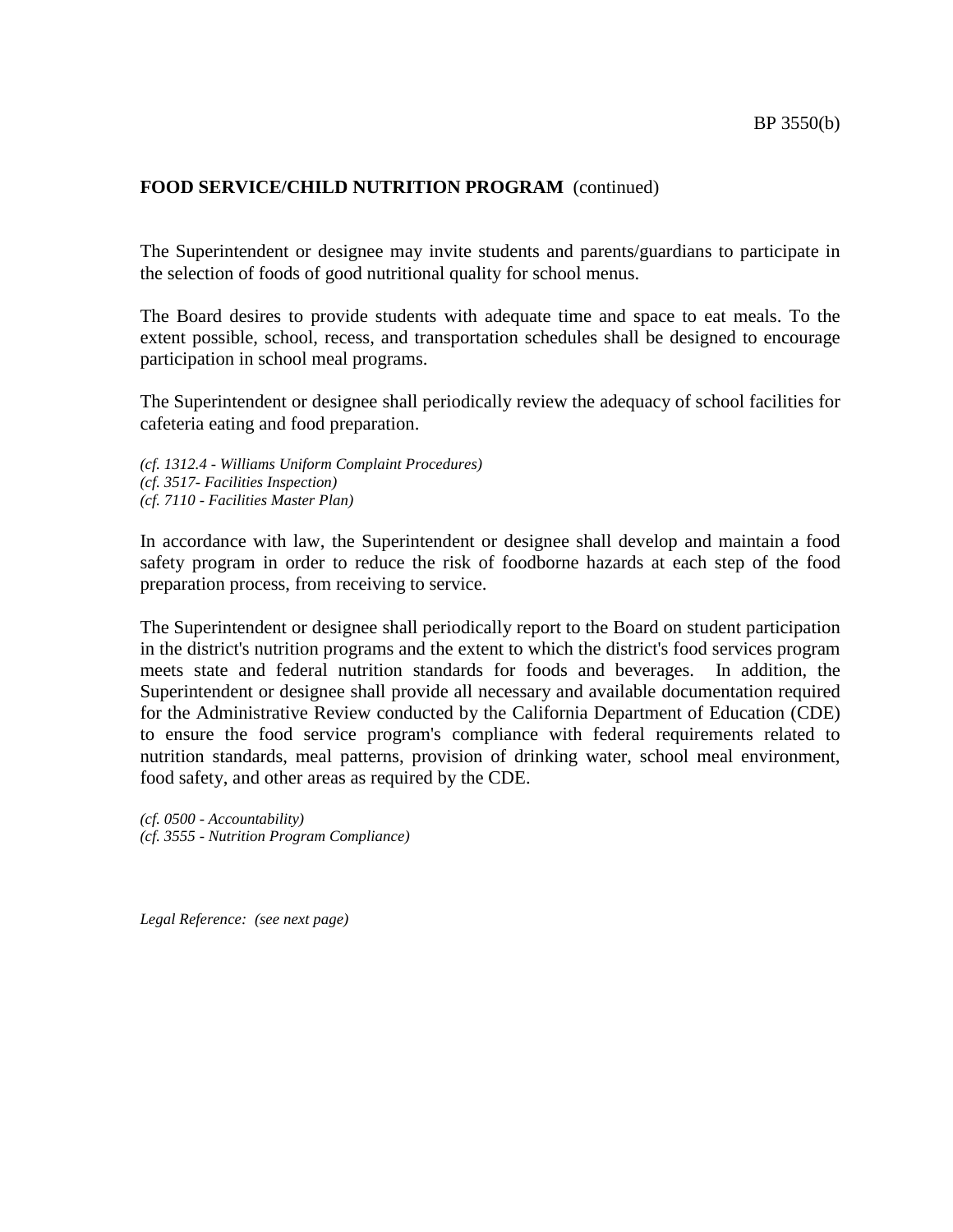**FOOD SERVICE/CHILD NUTRITION PROGRAM** (continued)

The Superintendent or designee may invite students and parents/guardians to participate in the selection of foods of good nutritional quality for school menus.

The Board desires to provide students with adequate time and space to eat meals. To the extent possible, school, recess, and transportation schedules shall be designed to encourage participation in school meal programs.

The Superintendent or designee shall periodically review the adequacy of school facilities for cafeteria eating and food preparation.

*(cf. 1312.4 - Williams Uniform Complaint Procedures)*
*(cf. 3517- Facilities Inspection)*
*(cf. 7110 - Facilities Master Plan)*

In accordance with law, the Superintendent or designee shall develop and maintain a food safety program in order to reduce the risk of foodborne hazards at each step of the food preparation process, from receiving to service.

The Superintendent or designee shall periodically report to the Board on student participation in the district's nutrition programs and the extent to which the district's food services program meets state and federal nutrition standards for foods and beverages. In addition, the Superintendent or designee shall provide all necessary and available documentation required for the Administrative Review conducted by the California Department of Education (CDE) to ensure the food service program's compliance with federal requirements related to nutrition standards, meal patterns, provision of drinking water, school meal environment, food safety, and other areas as required by the CDE.

*(cf. 0500 - Accountability)*
*(cf. 3555 - Nutrition Program Compliance)*

*Legal Reference: (see next page)*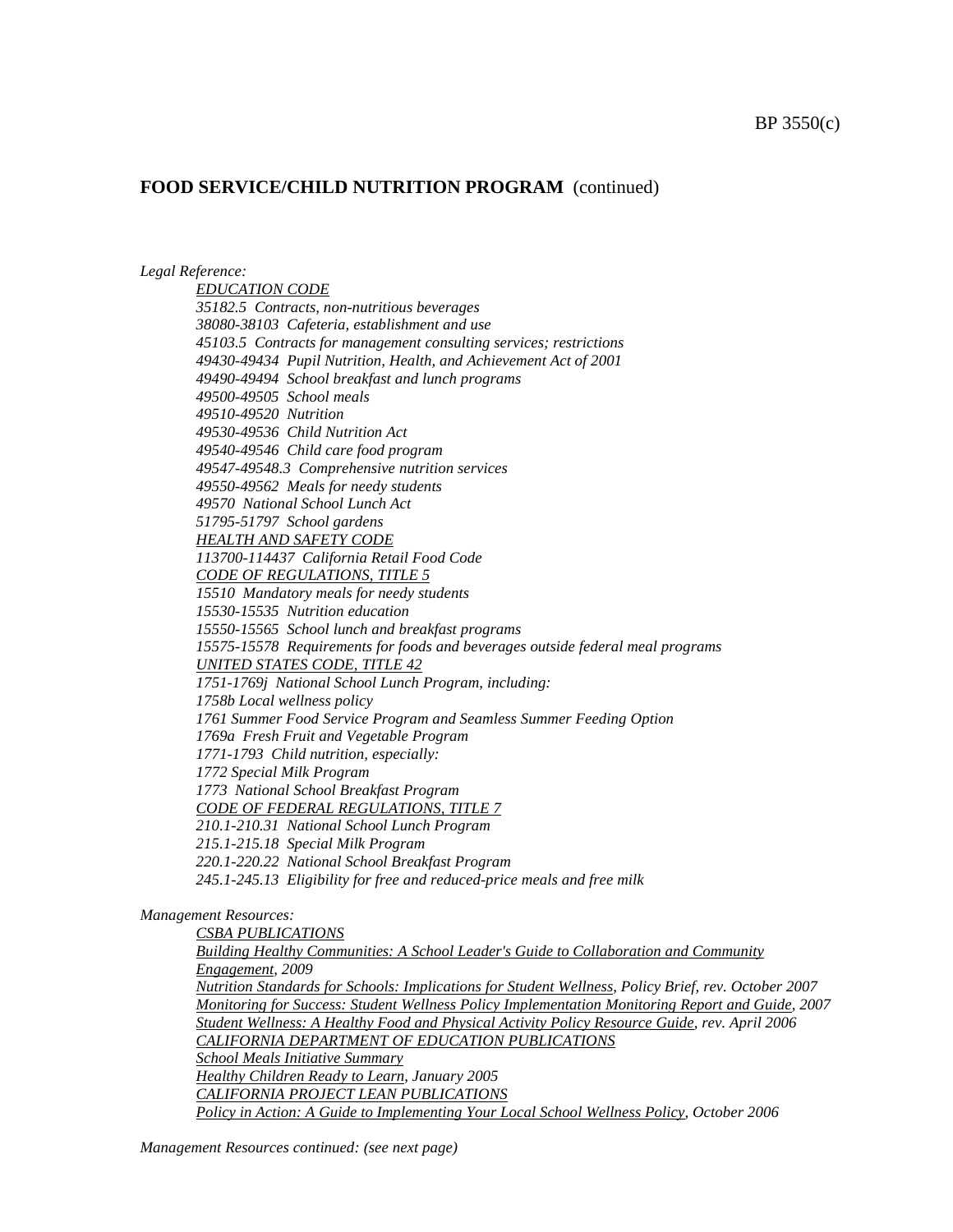## FOOD SERVICE/CHILD NUTRITION PROGRAM (continued)

*Legal Reference:*

*EDUCATION CODE*
*35182.5 Contracts, non-nutritious beverages*
*38080-38103 Cafeteria, establishment and use*
*45103.5 Contracts for management consulting services; restrictions*
*49430-49434 Pupil Nutrition, Health, and Achievement Act of 2001*
*49490-49494 School breakfast and lunch programs*
*49500-49505 School meals*
*49510-49520 Nutrition*
*49530-49536 Child Nutrition Act*
*49540-49546 Child care food program*
*49547-49548.3 Comprehensive nutrition services*
*49550-49562 Meals for needy students*
*49570 National School Lunch Act*
*51795-51797 School gardens*
*HEALTH AND SAFETY CODE*
*113700-114437 California Retail Food Code*
*CODE OF REGULATIONS, TITLE 5*
*15510 Mandatory meals for needy students*
*15530-15535 Nutrition education*
*15550-15565 School lunch and breakfast programs*
*15575-15578 Requirements for foods and beverages outside federal meal programs*
*UNITED STATES CODE, TITLE 42*
*1751-1769j National School Lunch Program, including:*
*1758b Local wellness policy*
*1761 Summer Food Service Program and Seamless Summer Feeding Option*
*1769a Fresh Fruit and Vegetable Program*
*1771-1793 Child nutrition, especially:*
*1772 Special Milk Program*
*1773 National School Breakfast Program*
*CODE OF FEDERAL REGULATIONS, TITLE 7*
*210.1-210.31 National School Lunch Program*
*215.1-215.18 Special Milk Program*
*220.1-220.22 National School Breakfast Program*
*245.1-245.13 Eligibility for free and reduced-price meals and free milk*

*Management Resources:*

*CSBA PUBLICATIONS*
*Building Healthy Communities: A School Leader's Guide to Collaboration and Community Engagement, 2009*
*Nutrition Standards for Schools: Implications for Student Wellness, Policy Brief, rev. October 2007*
*Monitoring for Success: Student Wellness Policy Implementation Monitoring Report and Guide, 2007*
*Student Wellness: A Healthy Food and Physical Activity Policy Resource Guide, rev. April 2006*
*CALIFORNIA DEPARTMENT OF EDUCATION PUBLICATIONS*
*School Meals Initiative Summary*
*Healthy Children Ready to Learn, January 2005*
*CALIFORNIA PROJECT LEAN PUBLICATIONS*
*Policy in Action: A Guide to Implementing Your Local School Wellness Policy, October 2006*

*Management Resources continued: (see next page)*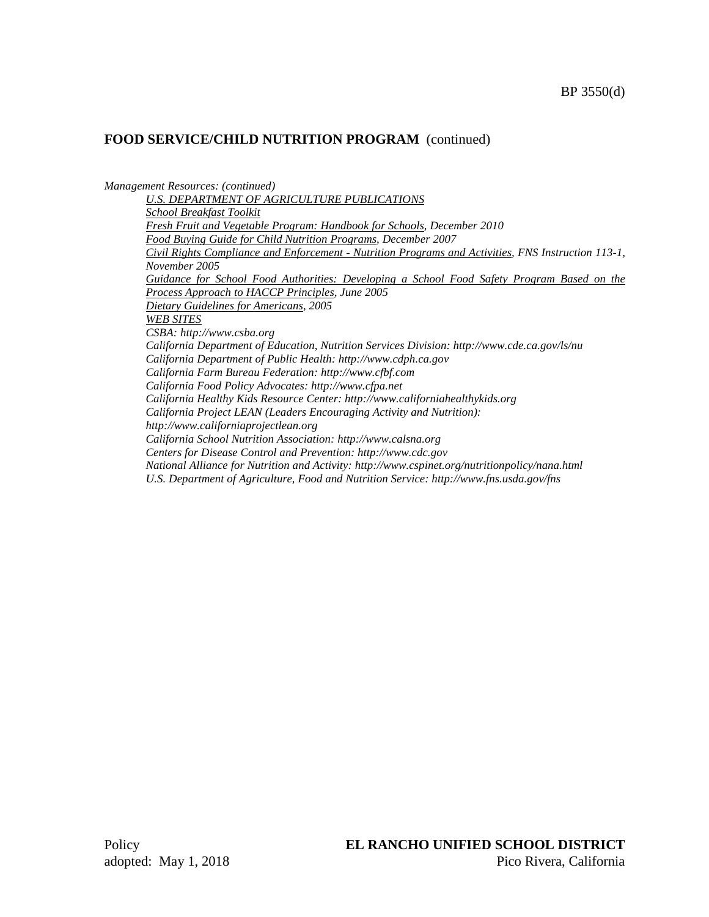**FOOD SERVICE/CHILD NUTRITION PROGRAM** (continued)

*Management Resources: (continued)*

*U.S. DEPARTMENT OF AGRICULTURE PUBLICATIONS*

*School Breakfast Toolkit*

*Fresh Fruit and Vegetable Program: Handbook for Schools, December 2010*

*Food Buying Guide for Child Nutrition Programs, December 2007*

*Civil Rights Compliance and Enforcement - Nutrition Programs and Activities, FNS Instruction 113-1, November 2005*

*Guidance for School Food Authorities: Developing a School Food Safety Program Based on the Process Approach to HACCP Principles, June 2005*

*Dietary Guidelines for Americans, 2005*

*WEB SITES*

*CSBA: http://www.csba.org*

*California Department of Education, Nutrition Services Division: http://www.cde.ca.gov/ls/nu*

*California Department of Public Health: http://www.cdph.ca.gov*

*California Farm Bureau Federation: http://www.cfbf.com*

*California Food Policy Advocates: http://www.cfpa.net*

*California Healthy Kids Resource Center: http://www.californiahealthykids.org*

*California Project LEAN (Leaders Encouraging Activity and Nutrition): http://www.californiaprojectlean.org*

*California School Nutrition Association: http://www.calsna.org*

*Centers for Disease Control and Prevention: http://www.cdc.gov*

*National Alliance for Nutrition and Activity: http://www.cspinet.org/nutritionpolicy/nana.html*

*U.S. Department of Agriculture, Food and Nutrition Service: http://www.fns.usda.gov/fns*

Policy
adopted: May 1, 2018

**EL RANCHO UNIFIED SCHOOL DISTRICT**
Pico Rivera, California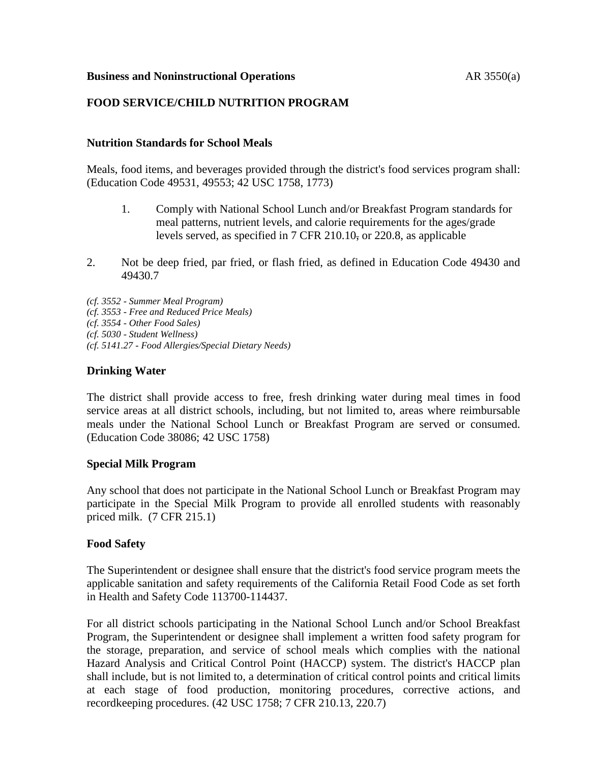**Business and Noninstructional Operations** AR 3550(a)

**FOOD SERVICE/CHILD NUTRITION PROGRAM**

**Nutrition Standards for School Meals**

Meals, food items, and beverages provided through the district's food services program shall: (Education Code 49531, 49553; 42 USC 1758, 1773)

1. Comply with National School Lunch and/or Breakfast Program standards for meal patterns, nutrient levels, and calorie requirements for the ages/grade levels served, as specified in 7 CFR 210.10, or 220.8, as applicable

2. Not be deep fried, par fried, or flash fried, as defined in Education Code 49430 and 49430.7

*(cf. 3552 - Summer Meal Program)*
*(cf. 3553 - Free and Reduced Price Meals)*
*(cf. 3554 - Other Food Sales)*
*(cf. 5030 - Student Wellness)*
*(cf. 5141.27 - Food Allergies/Special Dietary Needs)*

**Drinking Water**

The district shall provide access to free, fresh drinking water during meal times in food service areas at all district schools, including, but not limited to, areas where reimbursable meals under the National School Lunch or Breakfast Program are served or consumed. (Education Code 38086; 42 USC 1758)

**Special Milk Program**

Any school that does not participate in the National School Lunch or Breakfast Program may participate in the Special Milk Program to provide all enrolled students with reasonably priced milk. (7 CFR 215.1)

**Food Safety**

The Superintendent or designee shall ensure that the district's food service program meets the applicable sanitation and safety requirements of the California Retail Food Code as set forth in Health and Safety Code 113700-114437.

For all district schools participating in the National School Lunch and/or School Breakfast Program, the Superintendent or designee shall implement a written food safety program for the storage, preparation, and service of school meals which complies with the national Hazard Analysis and Critical Control Point (HACCP) system. The district's HACCP plan shall include, but is not limited to, a determination of critical control points and critical limits at each stage of food production, monitoring procedures, corrective actions, and recordkeeping procedures. (42 USC 1758; 7 CFR 210.13, 220.7)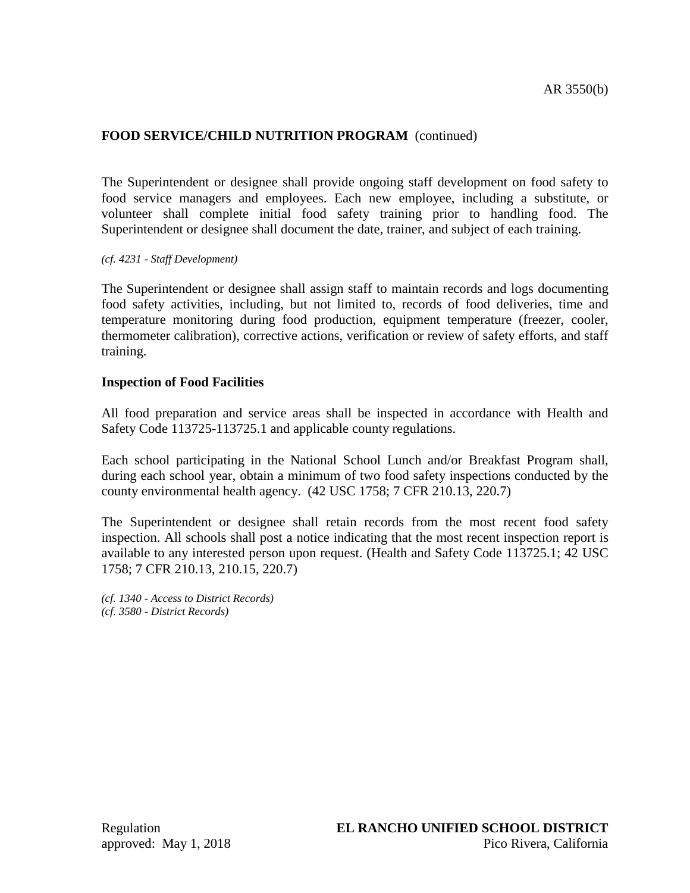The Superintendent or designee shall provide ongoing staff development on food safety to food service managers and employees. Each new employee, including a substitute, or volunteer shall complete initial food safety training prior to handling food. The Superintendent or designee shall document the date, trainer, and subject of each training.

*(cf. 4231 - Staff Development)*

The Superintendent or designee shall assign staff to maintain records and logs documenting food safety activities, including, but not limited to, records of food deliveries, time and temperature monitoring during food production, equipment temperature (freezer, cooler, thermometer calibration), corrective actions, verification or review of safety efforts, and staff training.

**Inspection of Food Facilities**

All food preparation and service areas shall be inspected in accordance with Health and Safety Code 113725-113725.1 and applicable county regulations.

Each school participating in the National School Lunch and/or Breakfast Program shall, during each school year, obtain a minimum of two food safety inspections conducted by the county environmental health agency. (42 USC 1758; 7 CFR 210.13, 220.7)

The Superintendent or designee shall retain records from the most recent food safety inspection. All schools shall post a notice indicating that the most recent inspection report is available to any interested person upon request. (Health and Safety Code 113725.1; 42 USC 1758; 7 CFR 210.13, 210.15, 220.7)

*(cf. 1340 - Access to District Records)*
*(cf. 3580 - District Records)*

Regulation approved: May 1, 2018

**EL RANCHO UNIFIED SCHOOL DISTRICT**
Pico Rivera, California